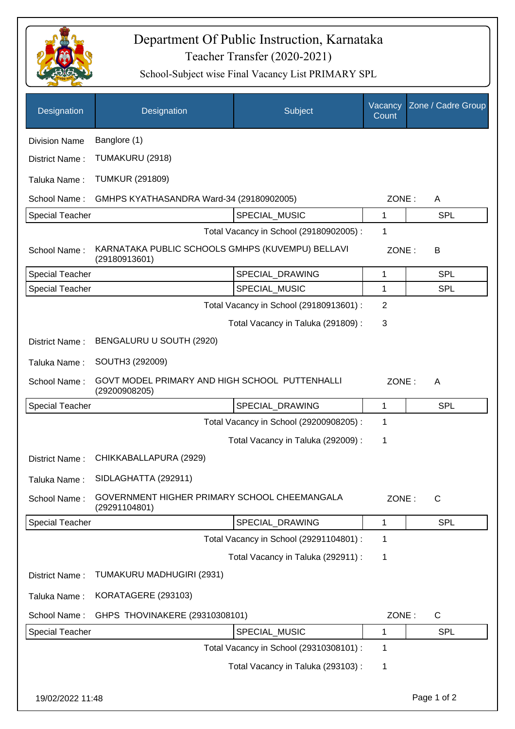# Department Of Public Instruction, Karnataka

## Teacher Transfer (2020-2021)

### School-Subject wise Final Vacancy List PRIMARY SPL

| Designation | Designation | Subject | Vacancy Count | Zone / Cadre Group |
|---|---|---|---|---|
| Division Name | Banglore (1) | | | |
| District Name : | TUMAKURU (2918) | | | |
| Taluka Name : | TUMKUR (291809) | | | |
| School Name : | GMHPS KYATHASANDRA Ward-34 (29180902005) | | ZONE : | A |
| Special Teacher | | SPECIAL_MUSIC | 1 | SPL |
| | | Total Vacancy in School (29180902005) : | 1 | |
| School Name : | KARNATAKA PUBLIC SCHOOLS GMHPS (KUVEMPU) BELLAVI (29180913601) | | ZONE : | B |
| Special Teacher | | SPECIAL_DRAWING | 1 | SPL |
| Special Teacher | | SPECIAL_MUSIC | 1 | SPL |
| | | Total Vacancy in School (29180913601) : | 2 | |
| | | Total Vacancy in Taluka (291809) : | 3 | |
| District Name : | BENGALURU U SOUTH (2920) | | | |
| Taluka Name : | SOUTH3 (292009) | | | |
| School Name : | GOVT MODEL PRIMARY AND HIGH SCHOOL PUTTENHALLI (29200908205) | | ZONE : | A |
| Special Teacher | | SPECIAL_DRAWING | 1 | SPL |
| | | Total Vacancy in School (29200908205) : | 1 | |
| | | Total Vacancy in Taluka (292009) : | 1 | |
| District Name : | CHIKKABALLAPURA (2929) | | | |
| Taluka Name : | SIDLAGHATTA (292911) | | | |
| School Name : | GOVERNMENT HIGHER PRIMARY SCHOOL CHEEMANGALA (29291104801) | | ZONE : | C |
| Special Teacher | | SPECIAL_DRAWING | 1 | SPL |
| | | Total Vacancy in School (29291104801) : | 1 | |
| | | Total Vacancy in Taluka (292911) : | 1 | |
| District Name : | TUMAKURU MADHUGIRI (2931) | | | |
| Taluka Name : | KORATAGERE (293103) | | | |
| School Name : | GHPS THOVINAKERE (29310308101) | | ZONE : | C |
| Special Teacher | | SPECIAL_MUSIC | 1 | SPL |
| | | Total Vacancy in School (29310308101) : | 1 | |
| | | Total Vacancy in Taluka (293103) : | 1 | |

19/02/2022 11:48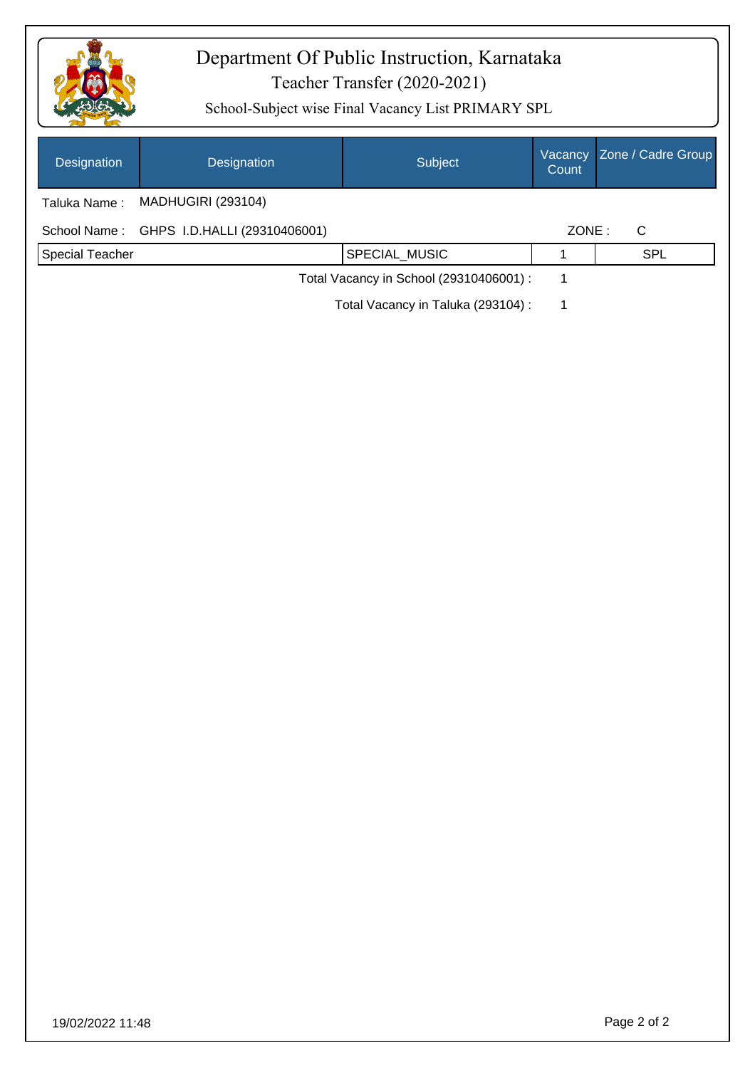# Department Of Public Instruction, Karnataka

## Teacher Transfer (2020-2021)

### School-Subject wise Final Vacancy List PRIMARY SPL

| Designation | Designation | Subject | Vacancy Count | Zone / Cadre Group |
|---|---|---|---|---|

Taluka Name : MADHUGIRI (293104)

School Name : GHPS I.D.HALLI (29310406001) ZONE : C

| | | | |
|---|---|---|---|
| Special Teacher | SPECIAL_MUSIC | 1 | SPL |

Total Vacancy in School (29310406001) : 1

Total Vacancy in Taluka (293104) : 1

19/02/2022 11:48